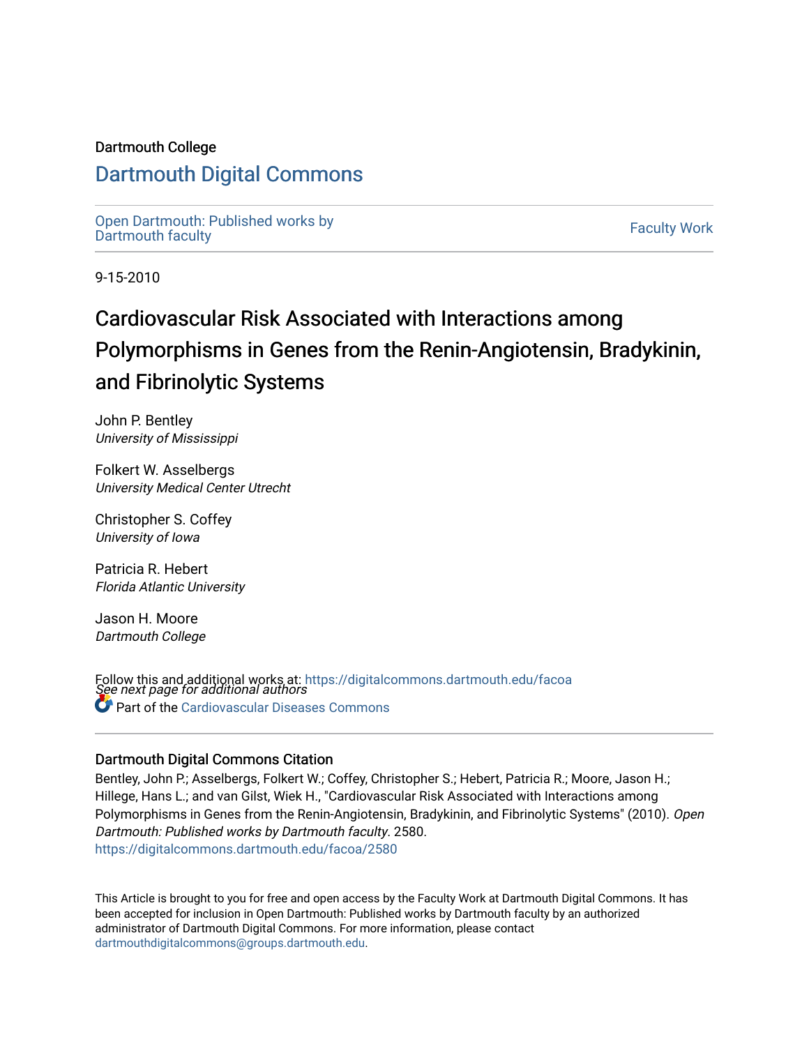Dartmouth College

# Dartmouth Digital Commons

Open Dartmouth: Published works by Dartmouth faculty

Faculty Work

9-15-2010

# Cardiovascular Risk Associated with Interactions among Polymorphisms in Genes from the Renin-Angiotensin, Bradykinin, and Fibrinolytic Systems

John P. Bentley
*University of Mississippi*

Folkert W. Asselbergs
*University Medical Center Utrecht*

Christopher S. Coffey
*University of Iowa*

Patricia R. Hebert
*Florida Atlantic University*

Jason H. Moore
*Dartmouth College*

*See next page for additional authors*

Follow this and additional works at: https://digitalcommons.dartmouth.edu/facoa

Part of the Cardiovascular Diseases Commons

## Dartmouth Digital Commons Citation

Bentley, John P.; Asselbergs, Folkert W.; Coffey, Christopher S.; Hebert, Patricia R.; Moore, Jason H.; Hillege, Hans L.; and van Gilst, Wiek H., "Cardiovascular Risk Associated with Interactions among Polymorphisms in Genes from the Renin-Angiotensin, Bradykinin, and Fibrinolytic Systems" (2010). *Open Dartmouth: Published works by Dartmouth faculty*. 2580.
https://digitalcommons.dartmouth.edu/facoa/2580

This Article is brought to you for free and open access by the Faculty Work at Dartmouth Digital Commons. It has been accepted for inclusion in Open Dartmouth: Published works by Dartmouth faculty by an authorized administrator of Dartmouth Digital Commons. For more information, please contact dartmouthdigitalcommons@groups.dartmouth.edu.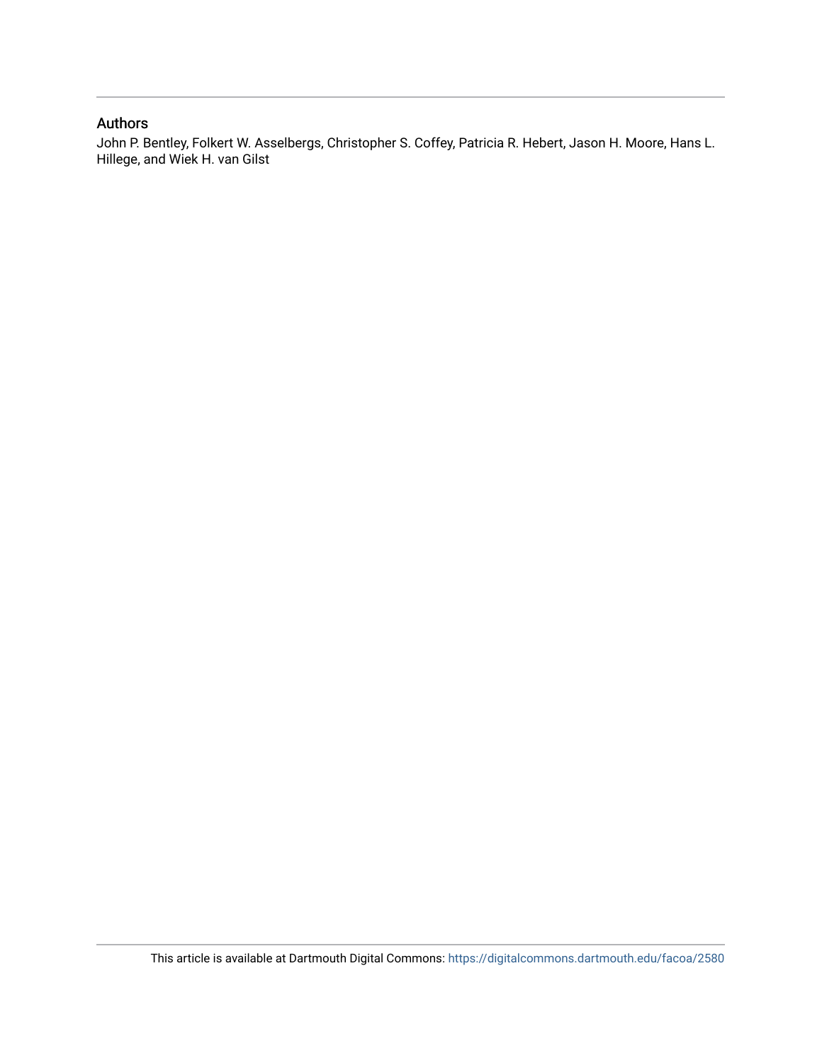## Authors

John P. Bentley, Folkert W. Asselbergs, Christopher S. Coffey, Patricia R. Hebert, Jason H. Moore, Hans L. Hillege, and Wiek H. van Gilst

This article is available at Dartmouth Digital Commons: https://digitalcommons.dartmouth.edu/facoa/2580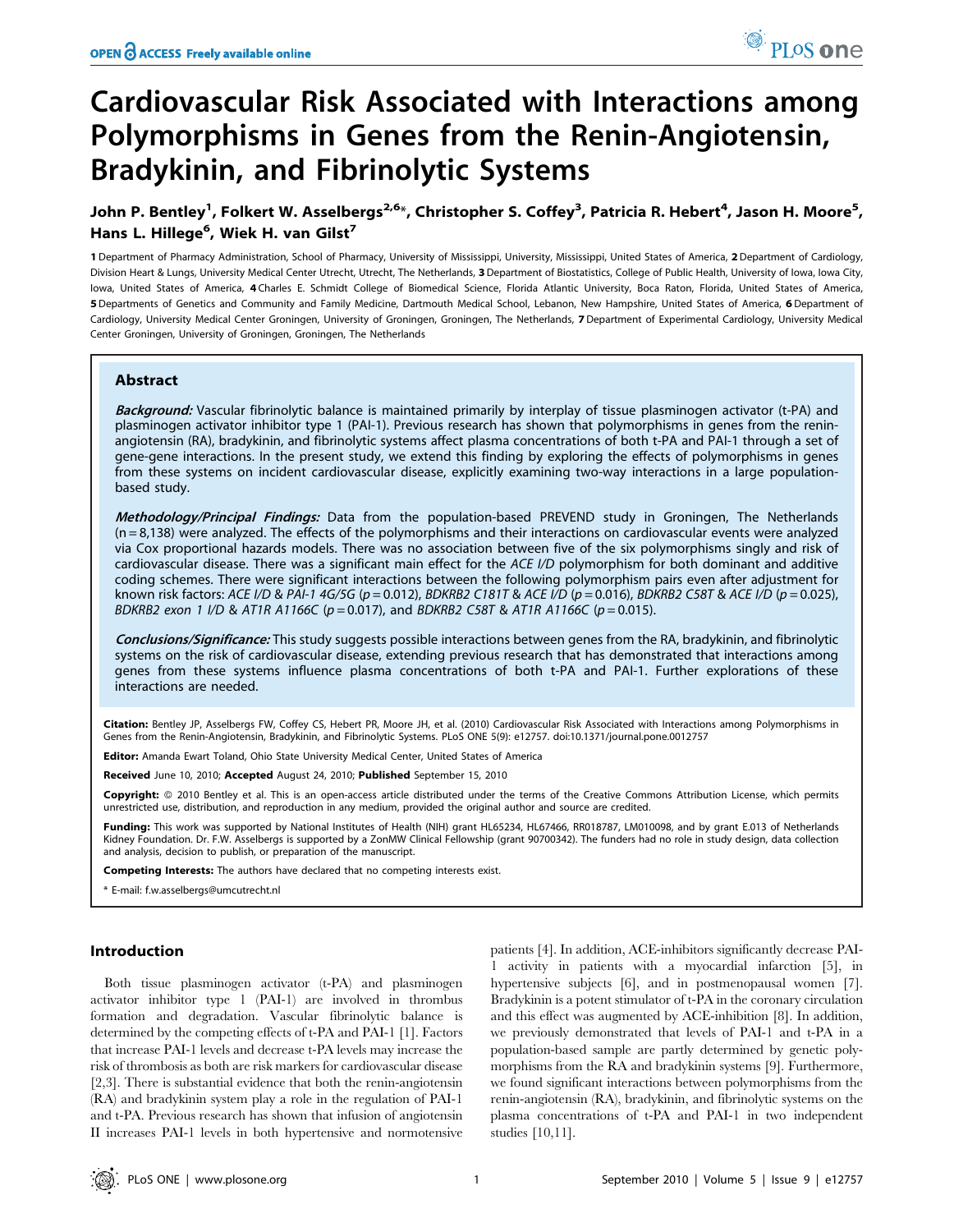# Cardiovascular Risk Associated with Interactions among Polymorphisms in Genes from the Renin-Angiotensin, Bradykinin, and Fibrinolytic Systems

**John P. Bentley[1], Folkert W. Asselbergs[2,6]*, Christopher S. Coffey[3], Patricia R. Hebert[4], Jason H. Moore[5], Hans L. Hillege[6], Wiek H. van Gilst[7]**

1 Department of Pharmacy Administration, School of Pharmacy, University of Mississippi, University, Mississippi, United States of America, 2 Department of Cardiology, Division Heart & Lungs, University Medical Center Utrecht, Utrecht, The Netherlands, 3 Department of Biostatistics, College of Public Health, University of Iowa, Iowa City, Iowa, United States of America, 4 Charles E. Schmidt College of Biomedical Science, Florida Atlantic University, Boca Raton, Florida, United States of America, 5 Departments of Genetics and Community and Family Medicine, Dartmouth Medical School, Lebanon, New Hampshire, United States of America, 6 Department of Cardiology, University Medical Center Groningen, University of Groningen, Groningen, The Netherlands, 7 Department of Experimental Cardiology, University Medical Center Groningen, University of Groningen, Groningen, The Netherlands

## Abstract

***Background:*** Vascular fibrinolytic balance is maintained primarily by interplay of tissue plasminogen activator (t-PA) and plasminogen activator inhibitor type 1 (PAI-1). Previous research has shown that polymorphisms in genes from the renin-angiotensin (RA), bradykinin, and fibrinolytic systems affect plasma concentrations of both t-PA and PAI-1 through a set of gene-gene interactions. In the present study, we extend this finding by exploring the effects of polymorphisms in genes from these systems on incident cardiovascular disease, explicitly examining two-way interactions in a large population-based study.

***Methodology/Principal Findings:*** Data from the population-based PREVEND study in Groningen, The Netherlands (n = 8,138) were analyzed. The effects of the polymorphisms and their interactions on cardiovascular events were analyzed via Cox proportional hazards models. There was no association between five of the six polymorphisms singly and risk of cardiovascular disease. There was a significant main effect for the *ACE I/D* polymorphism for both dominant and additive coding schemes. There were significant interactions between the following polymorphism pairs even after adjustment for known risk factors: *ACE I/D & PAI-1 4G/5G* ($p = 0.012$), *BDKRB2 C181T & ACE I/D* ($p = 0.016$), *BDKRB2 C58T & ACE I/D* ($p = 0.025$), *BDKRB2 exon 1 I/D & AT1R A1166C* ($p = 0.017$), and *BDKRB2 C58T & AT1R A1166C* ($p = 0.015$).

***Conclusions/Significance:*** This study suggests possible interactions between genes from the RA, bradykinin, and fibrinolytic systems on the risk of cardiovascular disease, extending previous research that has demonstrated that interactions among genes from these systems influence plasma concentrations of both t-PA and PAI-1. Further explorations of these interactions are needed.

**Citation:** Bentley JP, Asselbergs FW, Coffey CS, Hebert PR, Moore JH, et al. (2010) Cardiovascular Risk Associated with Interactions among Polymorphisms in Genes from the Renin-Angiotensin, Bradykinin, and Fibrinolytic Systems. PLoS ONE 5(9): e12757. doi:10.1371/journal.pone.0012757

**Editor:** Amanda Ewart Toland, Ohio State University Medical Center, United States of America

**Received** June 10, 2010; **Accepted** August 24, 2010; **Published** September 15, 2010

**Copyright:** © 2010 Bentley et al. This is an open-access article distributed under the terms of the Creative Commons Attribution License, which permits unrestricted use, distribution, and reproduction in any medium, provided the original author and source are credited.

**Funding:** This work was supported by National Institutes of Health (NIH) grant HL65234, HL67466, RR018787, LM010098, and by grant E.013 of Netherlands Kidney Foundation. Dr. F.W. Asselbergs is supported by a ZonMW Clinical Fellowship (grant 90700342). The funders had no role in study design, data collection and analysis, decision to publish, or preparation of the manuscript.

**Competing Interests:** The authors have declared that no competing interests exist.

\* E-mail: f.w.asselbergs@umcutrecht.nl

## Introduction

Both tissue plasminogen activator (t-PA) and plasminogen activator inhibitor type 1 (PAI-1) are involved in thrombus formation and degradation. Vascular fibrinolytic balance is determined by the competing effects of t-PA and PAI-1 [1]. Factors that increase PAI-1 levels and decrease t-PA levels may increase the risk of thrombosis as both are risk markers for cardiovascular disease [2,3]. There is substantial evidence that both the renin-angiotensin (RA) and bradykinin system play a role in the regulation of PAI-1 and t-PA. Previous research has shown that infusion of angiotensin II increases PAI-1 levels in both hypertensive and normotensive patients [4]. In addition, ACE-inhibitors significantly decrease PAI-1 activity in patients with a myocardial infarction [5], in hypertensive subjects [6], and in postmenopausal women [7]. Bradykinin is a potent stimulator of t-PA in the coronary circulation and this effect was augmented by ACE-inhibition [8]. In addition, we previously demonstrated that levels of PAI-1 and t-PA in a population-based sample are partly determined by genetic polymorphisms from the RA and bradykinin systems [9]. Furthermore, we found significant interactions between polymorphisms from the renin-angiotensin (RA), bradykinin, and fibrinolytic systems on the plasma concentrations of t-PA and PAI-1 in two independent studies [10,11].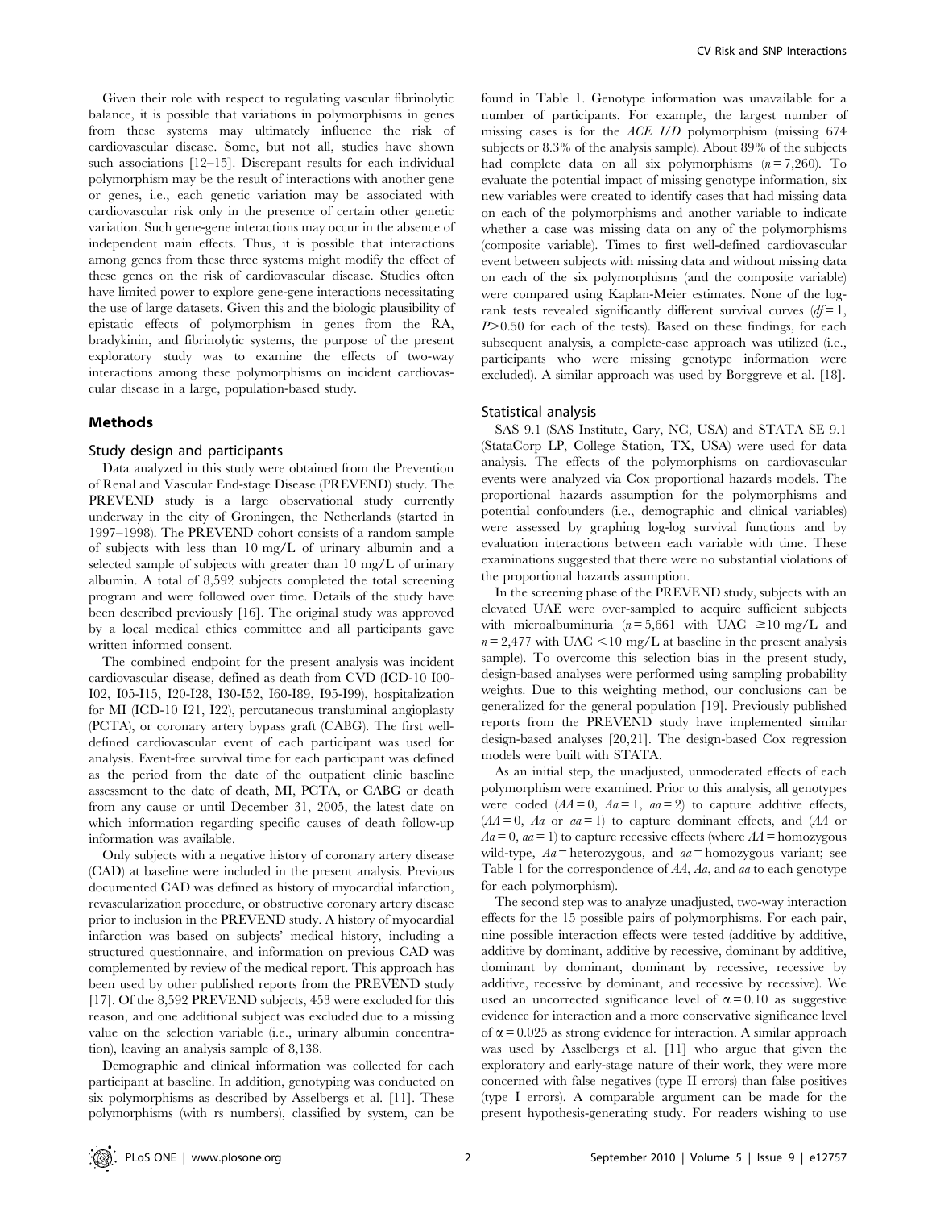Given their role with respect to regulating vascular fibrinolytic balance, it is possible that variations in polymorphisms in genes from these systems may ultimately influence the risk of cardiovascular disease. Some, but not all, studies have shown such associations [12–15]. Discrepant results for each individual polymorphism may be the result of interactions with another gene or genes, i.e., each genetic variation may be associated with cardiovascular risk only in the presence of certain other genetic variation. Such gene-gene interactions may occur in the absence of independent main effects. Thus, it is possible that interactions among genes from these three systems might modify the effect of these genes on the risk of cardiovascular disease. Studies often have limited power to explore gene-gene interactions necessitating the use of large datasets. Given this and the biologic plausibility of epistatic effects of polymorphism in genes from the RA, bradykinin, and fibrinolytic systems, the purpose of the present exploratory study was to examine the effects of two-way interactions among these polymorphisms on incident cardiovascular disease in a large, population-based study.

## Methods

### Study design and participants

Data analyzed in this study were obtained from the Prevention of Renal and Vascular End-stage Disease (PREVEND) study. The PREVEND study is a large observational study currently underway in the city of Groningen, the Netherlands (started in 1997–1998). The PREVEND cohort consists of a random sample of subjects with less than 10 mg/L of urinary albumin and a selected sample of subjects with greater than 10 mg/L of urinary albumin. A total of 8,592 subjects completed the total screening program and were followed over time. Details of the study have been described previously [16]. The original study was approved by a local medical ethics committee and all participants gave written informed consent.

The combined endpoint for the present analysis was incident cardiovascular disease, defined as death from CVD (ICD-10 I00-I02, I05-I15, I20-I28, I30-I52, I60-I89, I95-I99), hospitalization for MI (ICD-10 I21, I22), percutaneous transluminal angioplasty (PCTA), or coronary artery bypass graft (CABG). The first well-defined cardiovascular event of each participant was used for analysis. Event-free survival time for each participant was defined as the period from the date of the outpatient clinic baseline assessment to the date of death, MI, PCTA, or CABG or death from any cause or until December 31, 2005, the latest date on which information regarding specific causes of death follow-up information was available.

Only subjects with a negative history of coronary artery disease (CAD) at baseline were included in the present analysis. Previous documented CAD was defined as history of myocardial infarction, revascularization procedure, or obstructive coronary artery disease prior to inclusion in the PREVEND study. A history of myocardial infarction was based on subjects' medical history, including a structured questionnaire, and information on previous CAD was complemented by review of the medical report. This approach has been used by other published reports from the PREVEND study [17]. Of the 8,592 PREVEND subjects, 453 were excluded for this reason, and one additional subject was excluded due to a missing value on the selection variable (i.e., urinary albumin concentration), leaving an analysis sample of 8,138.

Demographic and clinical information was collected for each participant at baseline. In addition, genotyping was conducted on six polymorphisms as described by Asselbergs et al. [11]. These polymorphisms (with rs numbers), classified by system, can be found in Table 1. Genotype information was unavailable for a number of participants. For example, the largest number of missing cases is for the *ACE I/D* polymorphism (missing 674 subjects or 8.3% of the analysis sample). About 89% of the subjects had complete data on all six polymorphisms ($n = 7{,}260$). To evaluate the potential impact of missing genotype information, six new variables were created to identify cases that had missing data on each of the polymorphisms and another variable to indicate whether a case was missing data on any of the polymorphisms (composite variable). Times to first well-defined cardiovascular event between subjects with missing data and without missing data on each of the six polymorphisms (and the composite variable) were compared using Kaplan-Meier estimates. None of the log-rank tests revealed significantly different survival curves ($df = 1$, $P > 0.50$ for each of the tests). Based on these findings, for each subsequent analysis, a complete-case approach was utilized (i.e., participants who were missing genotype information were excluded). A similar approach was used by Borggreve et al. [18].

### Statistical analysis

SAS 9.1 (SAS Institute, Cary, NC, USA) and STATA SE 9.1 (StataCorp LP, College Station, TX, USA) were used for data analysis. The effects of the polymorphisms on cardiovascular events were analyzed via Cox proportional hazards models. The proportional hazards assumption for the polymorphisms and potential confounders (i.e., demographic and clinical variables) were assessed by graphing log-log survival functions and by evaluation interactions between each variable with time. These examinations suggested that there were no substantial violations of the proportional hazards assumption.

In the screening phase of the PREVEND study, subjects with an elevated UAE were over-sampled to acquire sufficient subjects with microalbuminuria ($n = 5{,}661$ with UAC $\geq 10$ mg/L and $n = 2{,}477$ with UAC $< 10$ mg/L at baseline in the present analysis sample). To overcome this selection bias in the present study, design-based analyses were performed using sampling probability weights. Due to this weighting method, our conclusions can be generalized for the general population [19]. Previously published reports from the PREVEND study have implemented similar design-based analyses [20,21]. The design-based Cox regression models were built with STATA.

As an initial step, the unadjusted, unmoderated effects of each polymorphism were examined. Prior to this analysis, all genotypes were coded (*AA* = 0, *Aa* = 1, *aa* = 2) to capture additive effects, (*AA* = 0, *Aa* or *aa* = 1) to capture dominant effects, and (*AA* or *Aa* = 0, *aa* = 1) to capture recessive effects (where *AA* = homozygous wild-type, *Aa* = heterozygous, and *aa* = homozygous variant; see Table 1 for the correspondence of *AA*, *Aa*, and *aa* to each genotype for each polymorphism).

The second step was to analyze unadjusted, two-way interaction effects for the 15 possible pairs of polymorphisms. For each pair, nine possible interaction effects were tested (additive by additive, additive by dominant, additive by recessive, dominant by additive, dominant by dominant, dominant by recessive, recessive by additive, recessive by dominant, and recessive by recessive). We used an uncorrected significance level of $\alpha = 0.10$ as suggestive evidence for interaction and a more conservative significance level of $\alpha = 0.025$ as strong evidence for interaction. A similar approach was used by Asselbergs et al. [11] who argue that given the exploratory and early-stage nature of their work, they were more concerned with false negatives (type II errors) than false positives (type I errors). A comparable argument can be made for the present hypothesis-generating study. For readers wishing to use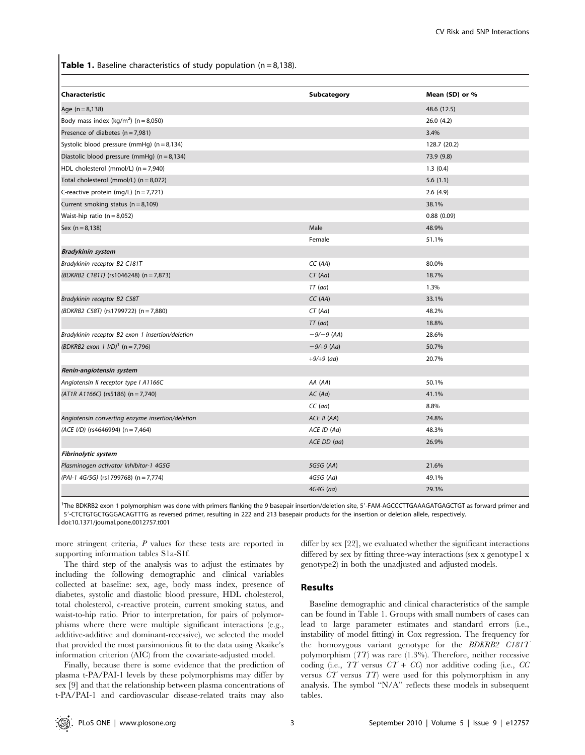**Table 1.** Baseline characteristics of study population (n = 8,138).

| Characteristic | Subcategory | Mean (SD) or % |
|---|---|---|
| Age (n = 8,138) | | 48.6 (12.5) |
| Body mass index (kg/m$^2$) (n = 8,050) | | 26.0 (4.2) |
| Presence of diabetes (n = 7,981) | | 3.4% |
| Systolic blood pressure (mmHg) (n = 8,134) | | 128.7 (20.2) |
| Diastolic blood pressure (mmHg) (n = 8,134) | | 73.9 (9.8) |
| HDL cholesterol (mmol/L) (n = 7,940) | | 1.3 (0.4) |
| Total cholesterol (mmol/L) (n = 8,072) | | 5.6 (1.1) |
| C-reactive protein (mg/L) (n = 7,721) | | 2.6 (4.9) |
| Current smoking status (n = 8,109) | | 38.1% |
| Waist-hip ratio (n = 8,052) | | 0.88 (0.09) |
| Sex (n = 8,138) | Male | 48.9% |
| | Female | 51.1% |
| ***Bradykinin system*** | | |
| *Bradykinin receptor B2 C181T* | *CC (AA)* | 80.0% |
| *(BDKRB2 C181T)* (rs1046248) (n = 7,873) | *CT (Aa)* | 18.7% |
| | *TT (aa)* | 1.3% |
| *Bradykinin receptor B2 C58T* | *CC (AA)* | 33.1% |
| *(BDKRB2 C58T)* (rs1799722) (n = 7,880) | *CT (Aa)* | 48.2% |
| | *TT (aa)* | 18.8% |
| *Bradykinin receptor B2 exon 1 insertion/deletion* | *−9/−9 (AA)* | 28.6% |
| *(BDKRB2 exon 1 I/D)*[1] (n = 7,796) | *−9/+9 (Aa)* | 50.7% |
| | *+9/+9 (aa)* | 20.7% |
| ***Renin-angiotensin system*** | | |
| *Angiotensin II receptor type I A1166C* | *AA (AA)* | 50.1% |
| *(AT1R A1166C)* (rs5186) (n = 7,740) | *AC (Aa)* | 41.1% |
| | *CC (aa)* | 8.8% |
| *Angiotensin converting enzyme insertion/deletion* | *ACE II (AA)* | 24.8% |
| *(ACE I/D)* (rs4646994) (n = 7,464) | *ACE ID (Aa)* | 48.3% |
| | *ACE DD (aa)* | 26.9% |
| ***Fibrinolytic system*** | | |
| *Plasminogen activator inhibitor-1 4G5G* | *5G5G (AA)* | 21.6% |
| *(PAI-1 4G/5G)* (rs1799768) (n = 7,774) | *4G5G (Aa)* | 49.1% |
| | *4G4G (aa)* | 29.3% |

[1]The BDKRB2 exon 1 polymorphism was done with primers flanking the 9 basepair insertion/deletion site, 5′-FAM-AGCCCTTGAAAGATGAGCTGT as forward primer and 5′-CTCTGTGCTGGGACAGTTTG as reversed primer, resulting in 222 and 213 basepair products for the insertion or deletion allele, respectively.
doi:10.1371/journal.pone.0012757.t001

more stringent criteria, $P$ values for these tests are reported in supporting information tables S1a-S1f.

The third step of the analysis was to adjust the estimates by including the following demographic and clinical variables collected at baseline: sex, age, body mass index, presence of diabetes, systolic and diastolic blood pressure, HDL cholesterol, total cholesterol, c-reactive protein, current smoking status, and waist-to-hip ratio. Prior to interpretation, for pairs of polymorphisms where there were multiple significant interactions (e.g., additive-additive and dominant-recessive), we selected the model that provided the most parsimonious fit to the data using Akaike's information criterion (AIC) from the covariate-adjusted model.

Finally, because there is some evidence that the prediction of plasma t-PA/PAI-1 levels by these polymorphisms may differ by sex [9] and that the relationship between plasma concentrations of t-PA/PAI-1 and cardiovascular disease-related traits may also differ by sex [22], we evaluated whether the significant interactions differed by sex by fitting three-way interactions (sex x genotype1 x genotype2) in both the unadjusted and adjusted models.

## Results

Baseline demographic and clinical characteristics of the sample can be found in Table 1. Groups with small numbers of cases can lead to large parameter estimates and standard errors (i.e., instability of model fitting) in Cox regression. The frequency for the homozygous variant genotype for the *BDKRB2 C181T* polymorphism (*TT*) was rare (1.3%). Therefore, neither recessive coding (i.e., *TT* versus *CT* + *CC*) nor additive coding (i.e., *CC* versus *CT* versus *TT*) were used for this polymorphism in any analysis. The symbol "N/A" reflects these models in subsequent tables.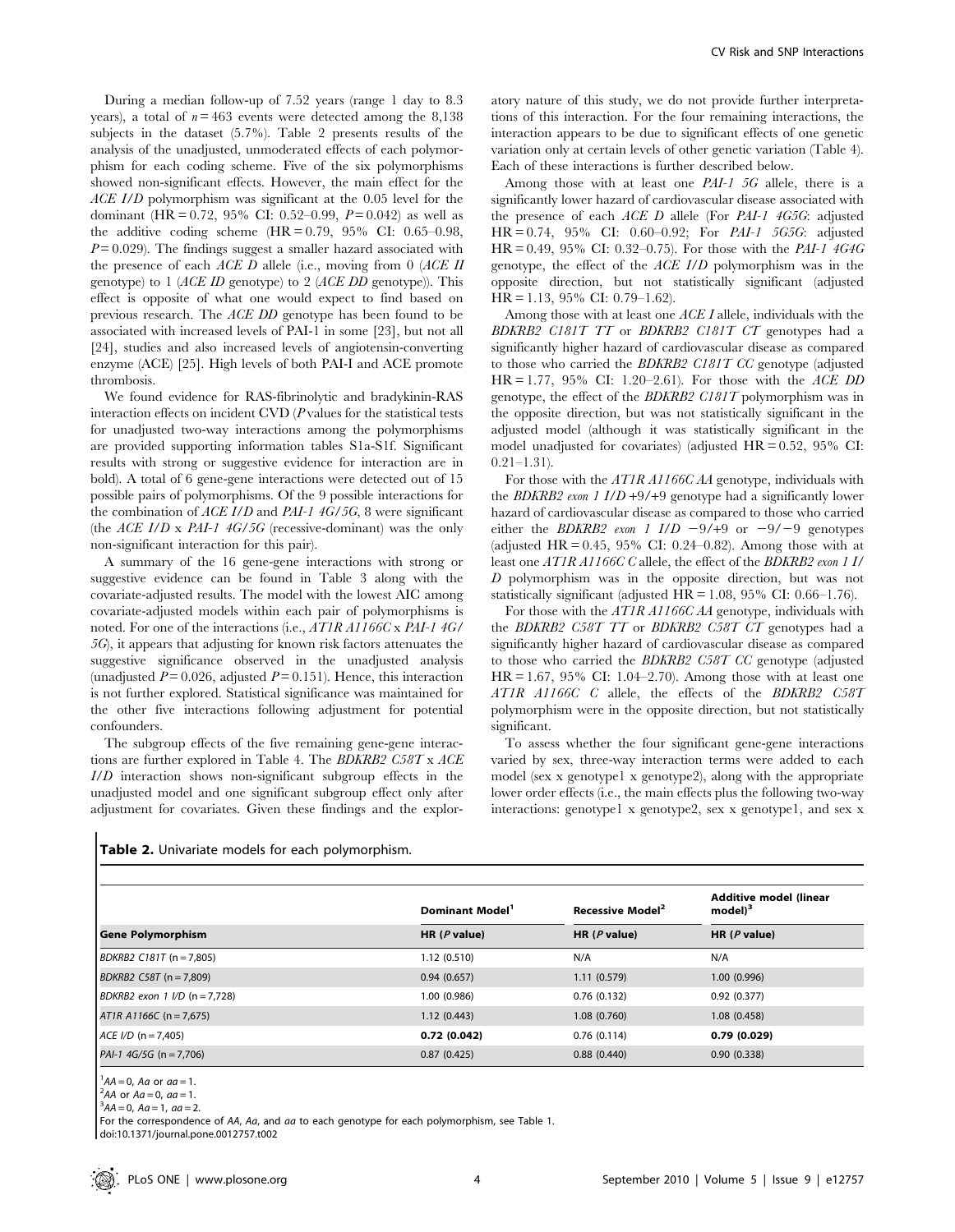During a median follow-up of 7.52 years (range 1 day to 8.3 years), a total of $n = 463$ events were detected among the 8,138 subjects in the dataset (5.7%). Table 2 presents results of the analysis of the unadjusted, unmoderated effects of each polymorphism for each coding scheme. Five of the six polymorphisms showed non-significant effects. However, the main effect for the *ACE I/D* polymorphism was significant at the 0.05 level for the dominant (HR = 0.72, 95% CI: 0.52–0.99, $P = 0.042$) as well as the additive coding scheme (HR = 0.79, 95% CI: 0.65–0.98, $P = 0.029$). The findings suggest a smaller hazard associated with the presence of each *ACE D* allele (i.e., moving from 0 (*ACE II* genotype) to 1 (*ACE ID* genotype) to 2 (*ACE DD* genotype)). This effect is opposite of what one would expect to find based on previous research. The *ACE DD* genotype has been found to be associated with increased levels of PAI-1 in some [23], but not all [24], studies and also increased levels of angiotensin-converting enzyme (ACE) [25]. High levels of both PAI-I and ACE promote thrombosis.

We found evidence for RAS-fibrinolytic and bradykinin-RAS interaction effects on incident CVD (*P* values for the statistical tests for unadjusted two-way interactions among the polymorphisms are provided supporting information tables S1a-S1f. Significant results with strong or suggestive evidence for interaction are in bold). A total of 6 gene-gene interactions were detected out of 15 possible pairs of polymorphisms. Of the 9 possible interactions for the combination of *ACE I/D* and *PAI-1 4G/5G*, 8 were significant (the *ACE I/D* x *PAI-1 4G/5G* (recessive-dominant) was the only non-significant interaction for this pair).

A summary of the 16 gene-gene interactions with strong or suggestive evidence can be found in Table 3 along with the covariate-adjusted results. The model with the lowest AIC among covariate-adjusted models within each pair of polymorphisms is noted. For one of the interactions (i.e., *AT1R A1166C* x *PAI-1 4G/5G*), it appears that adjusting for known risk factors attenuates the suggestive significance observed in the unadjusted analysis (unadjusted $P = 0.026$, adjusted $P = 0.151$). Hence, this interaction is not further explored. Statistical significance was maintained for the other five interactions following adjustment for potential confounders.

The subgroup effects of the five remaining gene-gene interactions are further explored in Table 4. The *BDKRB2 C58T* x *ACE I/D* interaction shows non-significant subgroup effects in the unadjusted model and one significant subgroup effect only after adjustment for covariates. Given these findings and the exploratory nature of this study, we do not provide further interpretations of this interaction. For the four remaining interactions, the interaction appears to be due to significant effects of one genetic variation only at certain levels of other genetic variation (Table 4). Each of these interactions is further described below.

Among those with at least one *PAI-1 5G* allele, there is a significantly lower hazard of cardiovascular disease associated with the presence of each *ACE D* allele (For *PAI-1 4G5G*: adjusted HR = 0.74, 95% CI: 0.60–0.92; For *PAI-1 5G5G*: adjusted HR = 0.49, 95% CI: 0.32–0.75). For those with the *PAI-1 4G4G* genotype, the effect of the *ACE I/D* polymorphism was in the opposite direction, but not statistically significant (adjusted HR = 1.13, 95% CI: 0.79–1.62).

Among those with at least one *ACE I* allele, individuals with the *BDKRB2 C181T TT* or *BDKRB2 C181T CT* genotypes had a significantly higher hazard of cardiovascular disease as compared to those who carried the *BDKRB2 C181T CC* genotype (adjusted HR = 1.77, 95% CI: 1.20–2.61). For those with the *ACE DD* genotype, the effect of the *BDKRB2 C181T* polymorphism was in the opposite direction, but was not statistically significant in the adjusted model (although it was statistically significant in the model unadjusted for covariates) (adjusted HR = 0.52, 95% CI: 0.21–1.31).

For those with the *AT1R A1166C AA* genotype, individuals with the *BDKRB2 exon 1 I/D* +9/+9 genotype had a significantly lower hazard of cardiovascular disease as compared to those who carried either the *BDKRB2 exon 1 I/D* −9/+9 or −9/−9 genotypes (adjusted HR = 0.45, 95% CI: 0.24–0.82). Among those with at least one *AT1R A1166C C* allele, the effect of the *BDKRB2 exon 1 I/D* polymorphism was in the opposite direction, but was not statistically significant (adjusted HR = 1.08, 95% CI: 0.66–1.76).

For those with the *AT1R A1166C AA* genotype, individuals with the *BDKRB2 C58T TT* or *BDKRB2 C58T CT* genotypes had a significantly higher hazard of cardiovascular disease as compared to those who carried the *BDKRB2 C58T CC* genotype (adjusted HR = 1.67, 95% CI: 1.04–2.70). Among those with at least one *AT1R A1166C C* allele, the effects of the *BDKRB2 C58T* polymorphism were in the opposite direction, but not statistically significant.

To assess whether the four significant gene-gene interactions varied by sex, three-way interaction terms were added to each model (sex x genotype1 x genotype2), along with the appropriate lower order effects (i.e., the main effects plus the following two-way interactions: genotype1 x genotype2, sex x genotype1, and sex x

**Table 2.** Univariate models for each polymorphism.

| | Dominant Model[1] | Recessive Model[2] | Additive model (linear model)[3] |
|---|---|---|---|
| **Gene Polymorphism** | **HR (*P* value)** | **HR (*P* value)** | **HR (*P* value)** |
| *BDKRB2 C181T* (n = 7,805) | 1.12 (0.510) | N/A | N/A |
| *BDKRB2 C58T* (n = 7,809) | 0.94 (0.657) | 1.11 (0.579) | 1.00 (0.996) |
| *BDKRB2 exon 1 I/D* (n = 7,728) | 1.00 (0.986) | 0.76 (0.132) | 0.92 (0.377) |
| *AT1R A1166C* (n = 7,675) | 1.12 (0.443) | 1.08 (0.760) | 1.08 (0.458) |
| *ACE I/D* (n = 7,405) | **0.72 (0.042)** | 0.76 (0.114) | **0.79 (0.029)** |
| *PAI-1 4G/5G* (n = 7,706) | 0.87 (0.425) | 0.88 (0.440) | 0.90 (0.338) |

[1]*AA* = 0, *Aa* or *aa* = 1.
[2]*AA* or *Aa* = 0, *aa* = 1.
[3]*AA* = 0, *Aa* = 1, *aa* = 2.
For the correspondence of *AA*, *Aa*, and *aa* to each genotype for each polymorphism, see Table 1.
doi:10.1371/journal.pone.0012757.t002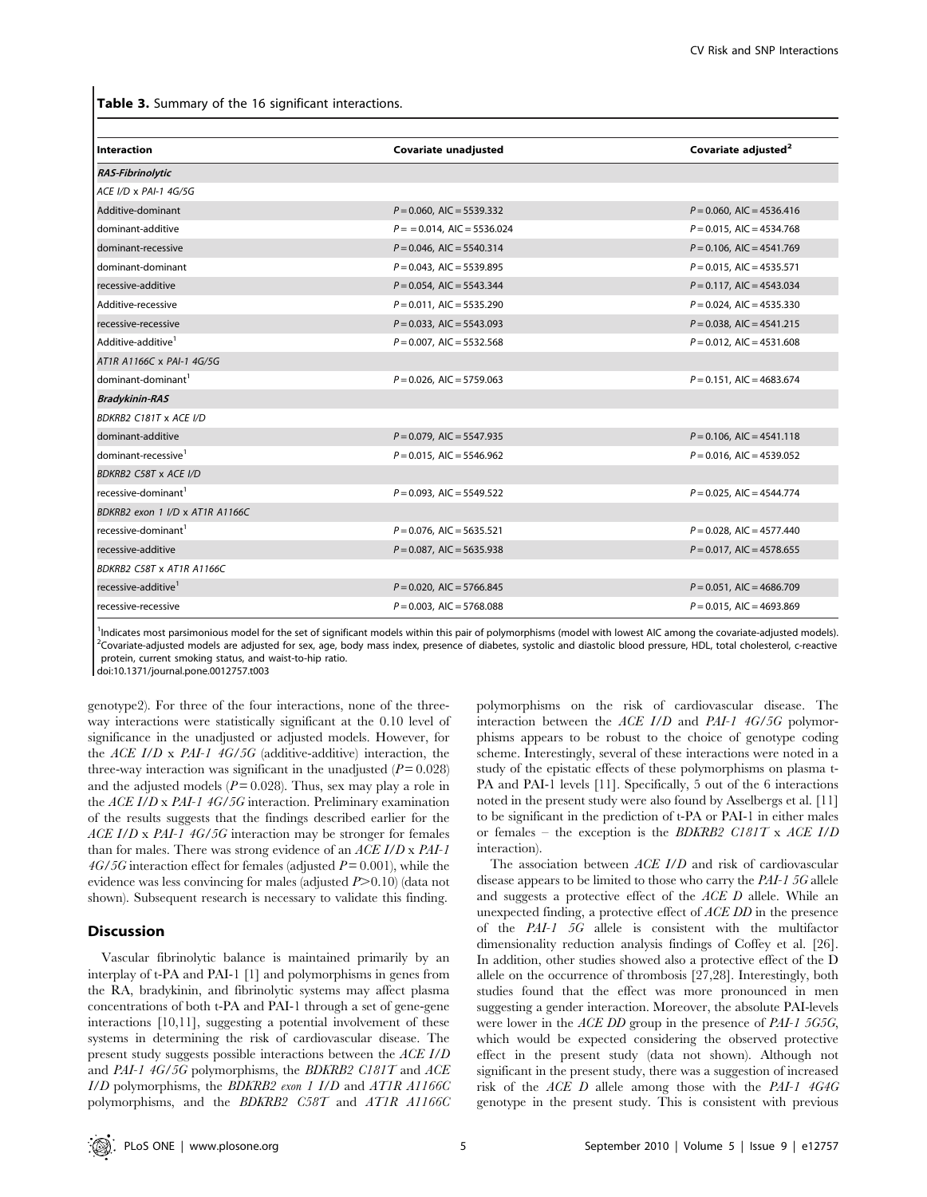**Table 3.** Summary of the 16 significant interactions.

| Interaction | Covariate unadjusted | Covariate adjusted[2] |
|---|---|---|
| ***RAS-Fibrinolytic*** | | |
| *ACE I/D* x *PAI-1 4G/5G* | | |
| Additive-dominant | $P=0.060$, AIC = 5539.332 | $P=0.060$, AIC = 4536.416 |
| dominant-additive | $P==0.014$, AIC = 5536.024 | $P=0.015$, AIC = 4534.768 |
| dominant-recessive | $P=0.046$, AIC = 5540.314 | $P=0.106$, AIC = 4541.769 |
| dominant-dominant | $P=0.043$, AIC = 5539.895 | $P=0.015$, AIC = 4535.571 |
| recessive-additive | $P=0.054$, AIC = 5543.344 | $P=0.117$, AIC = 4543.034 |
| Additive-recessive | $P=0.011$, AIC = 5535.290 | $P=0.024$, AIC = 4535.330 |
| recessive-recessive | $P=0.033$, AIC = 5543.093 | $P=0.038$, AIC = 4541.215 |
| Additive-additive[1] | $P=0.007$, AIC = 5532.568 | $P=0.012$, AIC = 4531.608 |
| *AT1R A1166C* x *PAI-1 4G/5G* | | |
| dominant-dominant[1] | $P=0.026$, AIC = 5759.063 | $P=0.151$, AIC = 4683.674 |
| ***Bradykinin-RAS*** | | |
| *BDKRB2 C181T* x *ACE I/D* | | |
| dominant-additive | $P=0.079$, AIC = 5547.935 | $P=0.106$, AIC = 4541.118 |
| dominant-recessive[1] | $P=0.015$, AIC = 5546.962 | $P=0.016$, AIC = 4539.052 |
| *BDKRB2 C58T* x *ACE I/D* | | |
| recessive-dominant[1] | $P=0.093$, AIC = 5549.522 | $P=0.025$, AIC = 4544.774 |
| *BDKRB2 exon 1 I/D* x *AT1R A1166C* | | |
| recessive-dominant[1] | $P=0.076$, AIC = 5635.521 | $P=0.028$, AIC = 4577.440 |
| recessive-additive | $P=0.087$, AIC = 5635.938 | $P=0.017$, AIC = 4578.655 |
| *BDKRB2 C58T* x *AT1R A1166C* | | |
| recessive-additive[1] | $P=0.020$, AIC = 5766.845 | $P=0.051$, AIC = 4686.709 |
| recessive-recessive | $P=0.003$, AIC = 5768.088 | $P=0.015$, AIC = 4693.869 |

[1]Indicates most parsimonious model for the set of significant models within this pair of polymorphisms (model with lowest AIC among the covariate-adjusted models).
[2]Covariate-adjusted models are adjusted for sex, age, body mass index, presence of diabetes, systolic and diastolic blood pressure, HDL, total cholesterol, c-reactive protein, current smoking status, and waist-to-hip ratio.
doi:10.1371/journal.pone.0012757.t003

genotype2). For three of the four interactions, none of the three-way interactions were statistically significant at the 0.10 level of significance in the unadjusted or adjusted models. However, for the *ACE I/D* x *PAI-1 4G/5G* (additive-additive) interaction, the three-way interaction was significant in the unadjusted ($P=0.028$) and the adjusted models ($P=0.028$). Thus, sex may play a role in the *ACE I/D* x *PAI-1 4G/5G* interaction. Preliminary examination of the results suggests that the findings described earlier for the *ACE I/D* x *PAI-1 4G/5G* interaction may be stronger for females than for males. There was strong evidence of an *ACE I/D* x *PAI-1 4G/5G* interaction effect for females (adjusted $P=0.001$), while the evidence was less convincing for males (adjusted $P>0.10$) (data not shown). Subsequent research is necessary to validate this finding.

## Discussion

Vascular fibrinolytic balance is maintained primarily by an interplay of t-PA and PAI-1 [1] and polymorphisms in genes from the RA, bradykinin, and fibrinolytic systems may affect plasma concentrations of both t-PA and PAI-1 through a set of gene-gene interactions [10,11], suggesting a potential involvement of these systems in determining the risk of cardiovascular disease. The present study suggests possible interactions between the *ACE I/D* and *PAI-1 4G/5G* polymorphisms, the *BDKRB2 C181T* and *ACE I/D* polymorphisms, the *BDKRB2 exon 1 I/D* and *AT1R A1166C* polymorphisms, and the *BDKRB2 C58T* and *AT1R A1166C* polymorphisms on the risk of cardiovascular disease. The interaction between the *ACE I/D* and *PAI-1 4G/5G* polymorphisms appears to be robust to the choice of genotype coding scheme. Interestingly, several of these interactions were noted in a study of the epistatic effects of these polymorphisms on plasma t-PA and PAI-1 levels [11]. Specifically, 5 out of the 6 interactions noted in the present study were also found by Asselbergs et al. [11] to be significant in the prediction of t-PA or PAI-1 in either males or females – the exception is the *BDKRB2 C181T* x *ACE I/D* interaction).

The association between *ACE I/D* and risk of cardiovascular disease appears to be limited to those who carry the *PAI-1 5G* allele and suggests a protective effect of the *ACE D* allele. While an unexpected finding, a protective effect of *ACE DD* in the presence of the *PAI-1 5G* allele is consistent with the multifactor dimensionality reduction analysis findings of Coffey et al. [26]. In addition, other studies showed also a protective effect of the D allele on the occurrence of thrombosis [27,28]. Interestingly, both studies found that the effect was more pronounced in men suggesting a gender interaction. Moreover, the absolute PAI-levels were lower in the *ACE DD* group in the presence of *PAI-1 5G5G*, which would be expected considering the observed protective effect in the present study (data not shown). Although not significant in the present study, there was a suggestion of increased risk of the *ACE D* allele among those with the *PAI-1 4G4G* genotype in the present study. This is consistent with previous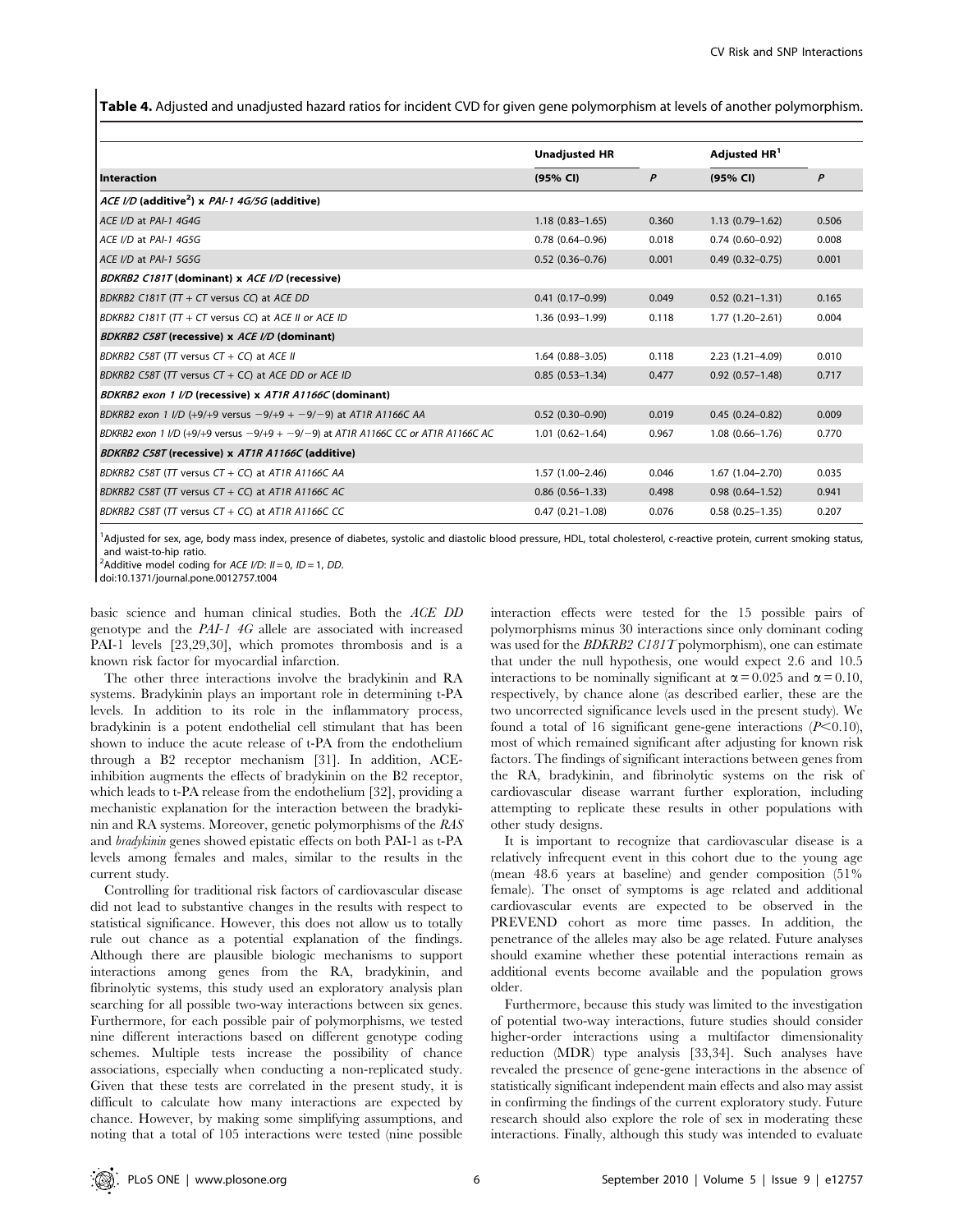**Table 4.** Adjusted and unadjusted hazard ratios for incident CVD for given gene polymorphism at levels of another polymorphism.

| Interaction | Unadjusted HR (95% CI) | *P* | Adjusted HR[1] (95% CI) | *P* |
|---|---|---|---|---|
| ***ACE I/D* (additive[2]) x *PAI-1 4G/5G* (additive)** | | | | |
| *ACE I/D* at *PAI-1 4G4G* | 1.18 (0.83–1.65) | 0.360 | 1.13 (0.79–1.62) | 0.506 |
| *ACE I/D* at *PAI-1 4G5G* | 0.78 (0.64–0.96) | 0.018 | 0.74 (0.60–0.92) | 0.008 |
| *ACE I/D* at *PAI-1 5G5G* | 0.52 (0.36–0.76) | 0.001 | 0.49 (0.32–0.75) | 0.001 |
| ***BDKRB2 C181T* (dominant) x *ACE I/D* (recessive)** | | | | |
| *BDKRB2 C181T* (*TT* + *CT* versus *CC*) at *ACE DD* | 0.41 (0.17–0.99) | 0.049 | 0.52 (0.21–1.31) | 0.165 |
| *BDKRB2 C181T* (*TT* + *CT* versus *CC*) at *ACE II* or *ACE ID* | 1.36 (0.93–1.99) | 0.118 | 1.77 (1.20–2.61) | 0.004 |
| ***BDKRB2 C58T* (recessive) x *ACE I/D* (dominant)** | | | | |
| *BDKRB2 C58T* (*TT* versus *CT* + *CC*) at *ACE II* | 1.64 (0.88–3.05) | 0.118 | 2.23 (1.21–4.09) | 0.010 |
| *BDKRB2 C58T* (*TT* versus *CT* + *CC*) at *ACE DD* or *ACE ID* | 0.85 (0.53–1.34) | 0.477 | 0.92 (0.57–1.48) | 0.717 |
| ***BDKRB2 exon 1 I/D* (recessive) x *AT1R A1166C* (dominant)** | | | | |
| *BDKRB2 exon 1 I/D* (+9/+9 versus −9/+9 + −9/−9) at *AT1R A1166C AA* | 0.52 (0.30–0.90) | 0.019 | 0.45 (0.24–0.82) | 0.009 |
| *BDKRB2 exon 1 I/D* (+9/+9 versus −9/+9 + −9/−9) at *AT1R A1166C CC* or *AT1R A1166C AC* | 1.01 (0.62–1.64) | 0.967 | 1.08 (0.66–1.76) | 0.770 |
| ***BDKRB2 C58T* (recessive) x *AT1R A1166C* (additive)** | | | | |
| *BDKRB2 C58T* (*TT* versus *CT* + *CC*) at *AT1R A1166C AA* | 1.57 (1.00–2.46) | 0.046 | 1.67 (1.04–2.70) | 0.035 |
| *BDKRB2 C58T* (*TT* versus *CT* + *CC*) at *AT1R A1166C AC* | 0.86 (0.56–1.33) | 0.498 | 0.98 (0.64–1.52) | 0.941 |
| *BDKRB2 C58T* (*TT* versus *CT* + *CC*) at *AT1R A1166C CC* | 0.47 (0.21–1.08) | 0.076 | 0.58 (0.25–1.35) | 0.207 |

[1]Adjusted for sex, age, body mass index, presence of diabetes, systolic and diastolic blood pressure, HDL, total cholesterol, c-reactive protein, current smoking status, and waist-to-hip ratio.
[2]Additive model coding for *ACE I/D*: *II* = 0, *ID* = 1, *DD*.
doi:10.1371/journal.pone.0012757.t004

basic science and human clinical studies. Both the *ACE DD* genotype and the *PAI-1 4G* allele are associated with increased PAI-1 levels [23,29,30], which promotes thrombosis and is a known risk factor for myocardial infarction.

The other three interactions involve the bradykinin and RA systems. Bradykinin plays an important role in determining t-PA levels. In addition to its role in the inflammatory process, bradykinin is a potent endothelial cell stimulant that has been shown to induce the acute release of t-PA from the endothelium through a B2 receptor mechanism [31]. In addition, ACE-inhibition augments the effects of bradykinin on the B2 receptor, which leads to t-PA release from the endothelium [32], providing a mechanistic explanation for the interaction between the bradykinin and RA systems. Moreover, genetic polymorphisms of the *RAS* and *bradykinin* genes showed epistatic effects on both PAI-1 as t-PA levels among females and males, similar to the results in the current study.

Controlling for traditional risk factors of cardiovascular disease did not lead to substantive changes in the results with respect to statistical significance. However, this does not allow us to totally rule out chance as a potential explanation of the findings. Although there are plausible biologic mechanisms to support interactions among genes from the RA, bradykinin, and fibrinolytic systems, this study used an exploratory analysis plan searching for all possible two-way interactions between six genes. Furthermore, for each possible pair of polymorphisms, we tested nine different interactions based on different genotype coding schemes. Multiple tests increase the possibility of chance associations, especially when conducting a non-replicated study. Given that these tests are correlated in the present study, it is difficult to calculate how many interactions are expected by chance. However, by making some simplifying assumptions, and noting that a total of 105 interactions were tested (nine possible interaction effects were tested for the 15 possible pairs of polymorphisms minus 30 interactions since only dominant coding was used for the *BDKRB2 C181T* polymorphism), one can estimate that under the null hypothesis, one would expect 2.6 and 10.5 interactions to be nominally significant at $\alpha = 0.025$ and $\alpha = 0.10$, respectively, by chance alone (as described earlier, these are the two uncorrected significance levels used in the present study). We found a total of 16 significant gene-gene interactions ($P < 0.10$), most of which remained significant after adjusting for known risk factors. The findings of significant interactions between genes from the RA, bradykinin, and fibrinolytic systems on the risk of cardiovascular disease warrant further exploration, including attempting to replicate these results in other populations with other study designs.

It is important to recognize that cardiovascular disease is a relatively infrequent event in this cohort due to the young age (mean 48.6 years at baseline) and gender composition (51% female). The onset of symptoms is age related and additional cardiovascular events are expected to be observed in the PREVEND cohort as more time passes. In addition, the penetrance of the alleles may also be age related. Future analyses should examine whether these potential interactions remain as additional events become available and the population grows older.

Furthermore, because this study was limited to the investigation of potential two-way interactions, future studies should consider higher-order interactions using a multifactor dimensionality reduction (MDR) type analysis [33,34]. Such analyses have revealed the presence of gene-gene interactions in the absence of statistically significant independent main effects and also may assist in confirming the findings of the current exploratory study. Future research should also explore the role of sex in moderating these interactions. Finally, although this study was intended to evaluate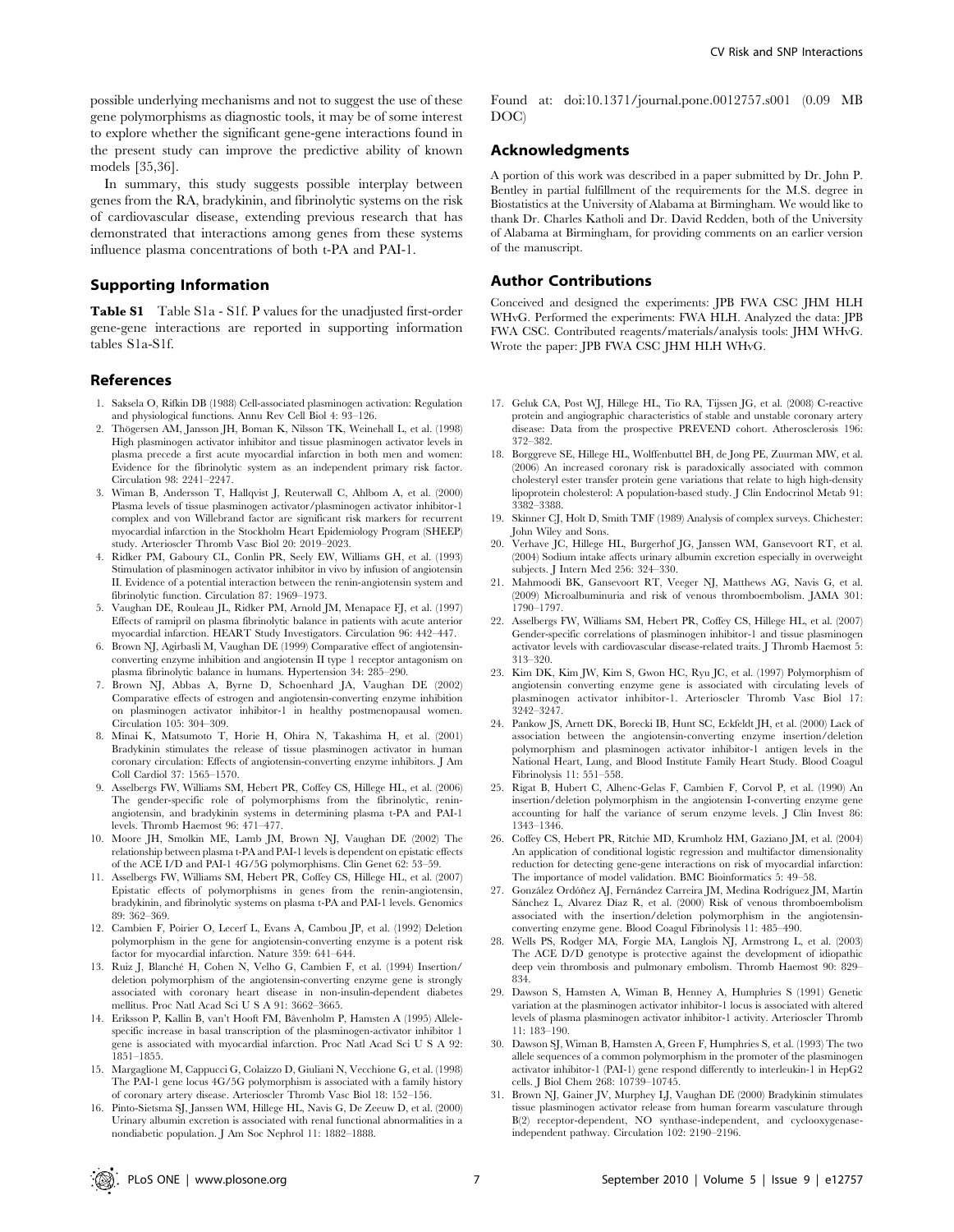possible underlying mechanisms and not to suggest the use of these gene polymorphisms as diagnostic tools, it may be of some interest to explore whether the significant gene-gene interactions found in the present study can improve the predictive ability of known models [35,36].

In summary, this study suggests possible interplay between genes from the RA, bradykinin, and fibrinolytic systems on the risk of cardiovascular disease, extending previous research that has demonstrated that interactions among genes from these systems influence plasma concentrations of both t-PA and PAI-1.

## Supporting Information

**Table S1** Table S1a - S1f. P values for the unadjusted first-order gene-gene interactions are reported in supporting information tables S1a-S1f.

Found at: doi:10.1371/journal.pone.0012757.s001 (0.09 MB DOC)

## Acknowledgments

A portion of this work was described in a paper submitted by Dr. John P. Bentley in partial fulfillment of the requirements for the M.S. degree in Biostatistics at the University of Alabama at Birmingham. We would like to thank Dr. Charles Katholi and Dr. David Redden, both of the University of Alabama at Birmingham, for providing comments on an earlier version of the manuscript.

## Author Contributions

Conceived and designed the experiments: JPB FWA CSC JHM HLH WHvG. Performed the experiments: FWA HLH. Analyzed the data: JPB FWA CSC. Contributed reagents/materials/analysis tools: JHM WHvG. Wrote the paper: JPB FWA CSC JHM HLH WHvG.

## References

1. Saksela O, Rifkin DB (1988) Cell-associated plasminogen activation: Regulation and physiological functions. Annu Rev Cell Biol 4: 93–126.
2. Thögersen AM, Jansson JH, Boman K, Nilsson TK, Weinehall L, et al. (1998) High plasminogen activator inhibitor and tissue plasminogen activator levels in plasma precede a first acute myocardial infarction in both men and women: Evidence for the fibrinolytic system as an independent primary risk factor. Circulation 98: 2241–2247.
3. Wiman B, Andersson T, Hallqvist J, Reuterwall C, Ahlbom A, et al. (2000) Plasma levels of tissue plasminogen activator/plasminogen activator inhibitor-1 complex and von Willebrand factor are significant risk markers for recurrent myocardial infarction in the Stockholm Heart Epidemiology Program (SHEEP) study. Arterioscler Thromb Vasc Biol 20: 2019–2023.
4. Ridker PM, Gaboury CL, Conlin PR, Seely EW, Williams GH, et al. (1993) Stimulation of plasminogen activator inhibitor in vivo by infusion of angiotensin II. Evidence of a potential interaction between the renin-angiotensin system and fibrinolytic function. Circulation 87: 1969–1973.
5. Vaughan DE, Rouleau JL, Ridker PM, Arnold JM, Menapace FJ, et al. (1997) Effects of ramipril on plasma fibrinolytic balance in patients with acute anterior myocardial infarction. HEART Study Investigators. Circulation 96: 442–447.
6. Brown NJ, Agirbasli M, Vaughan DE (1999) Comparative effect of angiotensin-converting enzyme inhibition and angiotensin II type 1 receptor antagonism on plasma fibrinolytic balance in humans. Hypertension 34: 285–290.
7. Brown NJ, Abbas A, Byrne D, Schoenhard JA, Vaughan DE (2002) Comparative effects of estrogen and angiotensin-converting enzyme inhibition on plasminogen activator inhibitor-1 in healthy postmenopausal women. Circulation 105: 304–309.
8. Minai K, Matsumoto T, Horie H, Ohira N, Takashima H, et al. (2001) Bradykinin stimulates the release of tissue plasminogen activator in human coronary circulation: Effects of angiotensin-converting enzyme inhibitors. J Am Coll Cardiol 37: 1565–1570.
9. Asselbergs FW, Williams SM, Hebert PR, Coffey CS, Hillege HL, et al. (2006) The gender-specific role of polymorphisms from the fibrinolytic, renin-angiotensin, and bradykinin systems in determining plasma t-PA and PAI-1 levels. Thromb Haemost 96: 471–477.
10. Moore JH, Smolkin ME, Lamb JM, Brown NJ, Vaughan DE (2002) The relationship between plasma t-PA and PAI-1 levels is dependent on epistatic effects of the ACE I/D and PAI-1 4G/5G polymorphisms. Clin Genet 62: 53–59.
11. Asselbergs FW, Williams SM, Hebert PR, Coffey CS, Hillege HL, et al. (2007) Epistatic effects of polymorphisms in genes from the renin-angiotensin, bradykinin, and fibrinolytic systems on plasma t-PA and PAI-1 levels. Genomics 89: 362–369.
12. Cambien F, Poirier O, Lecerf L, Evans A, Cambou JP, et al. (1992) Deletion polymorphism in the gene for angiotensin-converting enzyme is a potent risk factor for myocardial infarction. Nature 359: 641–644.
13. Ruiz J, Blanché H, Cohen N, Velho G, Cambien F, et al. (1994) Insertion/deletion polymorphism of the angiotensin-converting enzyme gene is strongly associated with coronary heart disease in non-insulin-dependent diabetes mellitus. Proc Natl Acad Sci U S A 91: 3662–3665.
14. Eriksson P, Kallin B, van't Hooft FM, Båvenholm P, Hamsten A (1995) Allele-specific increase in basal transcription of the plasminogen-activator inhibitor 1 gene is associated with myocardial infarction. Proc Natl Acad Sci U S A 92: 1851–1855.
15. Margaglione M, Cappucci G, Colaizzo D, Giuliani N, Vecchione G, et al. (1998) The PAI-1 gene locus 4G/5G polymorphism is associated with a family history of coronary artery disease. Arterioscler Thromb Vasc Biol 18: 152–156.
16. Pinto-Sietsma SJ, Janssen WM, Hillege HL, Navis G, De Zeeuw D, et al. (2000) Urinary albumin excretion is associated with renal functional abnormalities in a nondiabetic population. J Am Soc Nephrol 11: 1882–1888.
17. Geluk CA, Post WJ, Hillege HL, Tio RA, Tijssen JG, et al. (2008) C-reactive protein and angiographic characteristics of stable and unstable coronary artery disease: Data from the prospective PREVEND cohort. Atherosclerosis 196: 372–382.
18. Borggreve SE, Hillege HL, Wolffenbuttel BH, de Jong PE, Zuurman MW, et al. (2006) An increased coronary risk is paradoxically associated with common cholesteryl ester transfer protein gene variations that relate to high high-density lipoprotein cholesterol: A population-based study. J Clin Endocrinol Metab 91: 3382–3388.
19. Skinner CJ, Holt D, Smith TMF (1989) Analysis of complex surveys. Chichester: John Wiley and Sons.
20. Verhave JC, Hillege HL, Burgerhof JG, Janssen WM, Gansevoort RT, et al. (2004) Sodium intake affects urinary albumin excretion especially in overweight subjects. J Intern Med 256: 324–330.
21. Mahmoodi BK, Gansevoort RT, Veeger NJ, Matthews AG, Navis G, et al. (2009) Microalbuminuria and risk of venous thromboembolism. JAMA 301: 1790–1797.
22. Asselbergs FW, Williams SM, Hebert PR, Coffey CS, Hillege HL, et al. (2007) Gender-specific correlations of plasminogen inhibitor-1 and tissue plasminogen activator levels with cardiovascular disease-related traits. J Thromb Haemost 5: 313–320.
23. Kim DK, Kim JW, Kim S, Gwon HC, Ryu JC, et al. (1997) Polymorphism of angiotensin converting enzyme gene is associated with circulating levels of plasminogen activator inhibitor-1. Arterioscler Thromb Vasc Biol 17: 3242–3247.
24. Pankow JS, Arnett DK, Borecki IB, Hunt SC, Eckfeldt JH, et al. (2000) Lack of association between the angiotensin-converting enzyme insertion/deletion polymorphism and plasminogen activator inhibitor-1 antigen levels in the National Heart, Lung, and Blood Institute Family Heart Study. Blood Coagul Fibrinolysis 11: 551–558.
25. Rigat B, Hubert C, Alhenc-Gelas F, Cambien F, Corvol P, et al. (1990) An insertion/deletion polymorphism in the angiotensin I-converting enzyme gene accounting for half the variance of serum enzyme levels. J Clin Invest 86: 1343–1346.
26. Coffey CS, Hebert PR, Ritchie MD, Krumholz HM, Gaziano JM, et al. (2004) An application of conditional logistic regression and multifactor dimensionality reduction for detecting gene-gene interactions on risk of myocardial infarction: The importance of model validation. BMC Bioinformatics 5: 49–58.
27. González Ordóñez AJ, Fernández Carreira JM, Medina Rodríguez JM, Martín Sánchez L, Alvarez Díaz R, et al. (2000) Risk of venous thromboembolism associated with the insertion/deletion polymorphism in the angiotensin-converting enzyme gene. Blood Coagul Fibrinolysis 11: 485–490.
28. Wells PS, Rodger MA, Forgie MA, Langlois NJ, Armstrong L, et al. (2003) The ACE D/D genotype is protective against the development of idiopathic deep vein thrombosis and pulmonary embolism. Thromb Haemost 90: 829–834.
29. Dawson S, Hamsten A, Wiman B, Henney A, Humphries S (1991) Genetic variation at the plasminogen activator inhibitor-1 locus is associated with altered levels of plasma plasminogen activator inhibitor-1 activity. Arterioscler Thromb 11: 183–190.
30. Dawson SJ, Wiman B, Hamsten A, Green F, Humphries S, et al. (1993) The two allele sequences of a common polymorphism in the promoter of the plasminogen activator inhibitor-1 (PAI-1) gene respond differently to interleukin-1 in HepG2 cells. J Biol Chem 268: 10739–10745.
31. Brown NJ, Gainer JV, Murphey LJ, Vaughan DE (2000) Bradykinin stimulates tissue plasminogen activator release from human forearm vasculature through B(2) receptor-dependent, NO synthase-independent, and cyclooxygenase-independent pathway. Circulation 102: 2190–2196.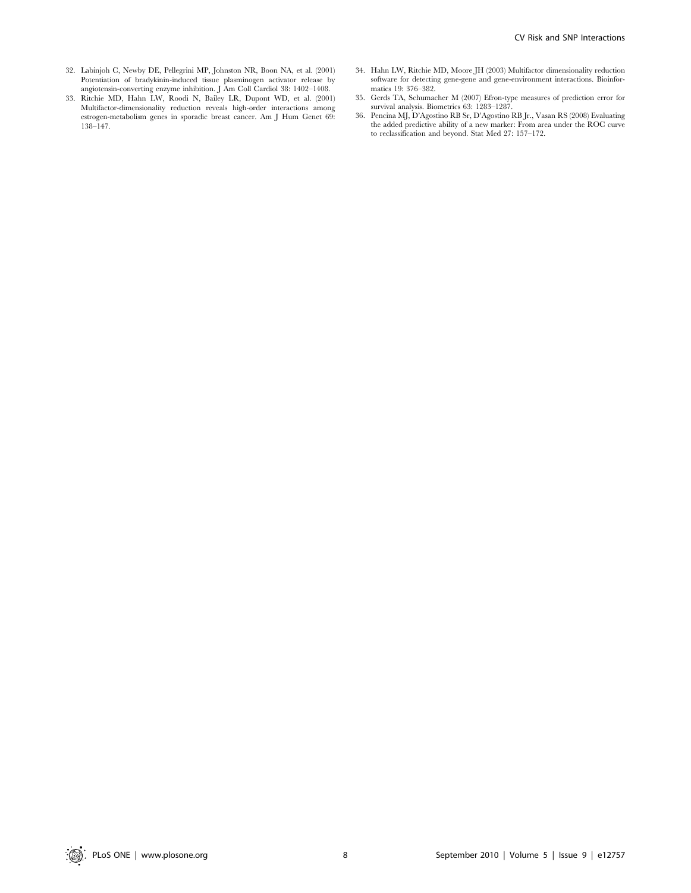32. Labinjoh C, Newby DE, Pellegrini MP, Johnston NR, Boon NA, et al. (2001) Potentiation of bradykinin-induced tissue plasminogen activator release by angiotensin-converting enzyme inhibition. J Am Coll Cardiol 38: 1402–1408.
33. Ritchie MD, Hahn LW, Roodi N, Bailey LR, Dupont WD, et al. (2001) Multifactor-dimensionality reduction reveals high-order interactions among estrogen-metabolism genes in sporadic breast cancer. Am J Hum Genet 69: 138–147.
34. Hahn LW, Ritchie MD, Moore JH (2003) Multifactor dimensionality reduction software for detecting gene-gene and gene-environment interactions. Bioinformatics 19: 376–382.
35. Gerds TA, Schumacher M (2007) Efron-type measures of prediction error for survival analysis. Biometrics 63: 1283–1287.
36. Pencina MJ, D'Agostino RB Sr, D'Agostino RB Jr., Vasan RS (2008) Evaluating the added predictive ability of a new marker: From area under the ROC curve to reclassification and beyond. Stat Med 27: 157–172.